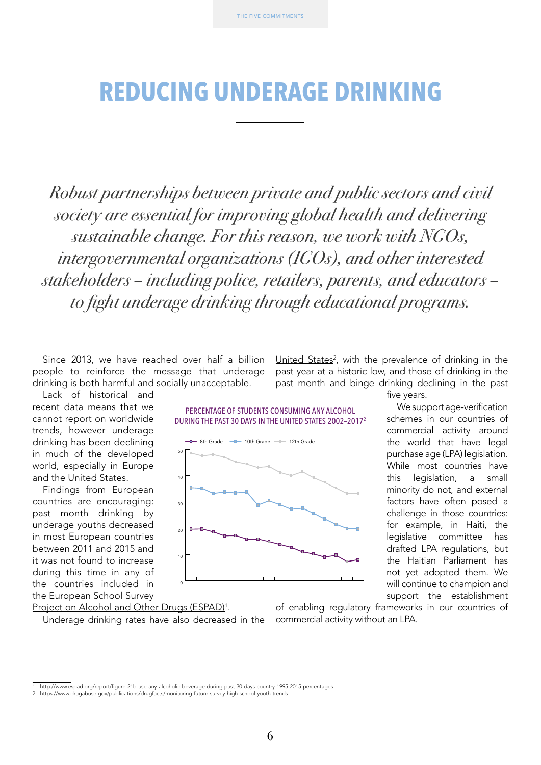# REDUCING UNDERAGE DRINKING

*Robust partnerships between private and public sectors and civil society are essential for improving global health and delivering sustainable change. For this reason, we work with NGOs, intergovernmental organizations (IGOs), and other interested stakeholders – including police, retailers, parents, and educators – to fight underage drinking through educational programs.*

Since 2013, we have reached over half a billion people to reinforce the message that underage drinking is both harmful and socially unacceptable.

Lack of historical and recent data means that we cannot report on worldwide trends, however underage drinking has been declining in much of the developed world, especially in Europe and the United States.

Findings from European countries are encouraging: past month drinking by underage youths decreased in most European countries between 2011 and 2015 and it was not found to increase during this time in any of the countries included in the European School Survey Project on Alcohol and Other Drugs (ESPAD)[1].

Underage drinking rates have also decreased in the United States[2], with the prevalence of drinking in the past year at a historic low, and those of drinking in the past month and binge drinking declining in the past five years.

PERCENTAGE OF STUDENTS CONSUMING ANY ALCOHOL DURING THE PAST 30 DAYS IN THE UNITED STATES 2002–2017[2]

We support age-verification schemes in our countries of commercial activity around the world that have legal purchase age (LPA) legislation. While most countries have this legislation, a small minority do not, and external factors have often posed a challenge in those countries: for example, in Haiti, the legislative committee has drafted LPA regulations, but the Haitian Parliament has not yet adopted them. We will continue to champion and support the establishment of enabling regulatory frameworks in our countries of commercial activity without an LPA.

1 http://www.espad.org/report/figure-21b-use-any-alcoholic-beverage-during-past-30-days-country-1995-2015-percentages
2 https://www.drugabuse.gov/publications/drugfacts/monitoring-future-survey-high-school-youth-trends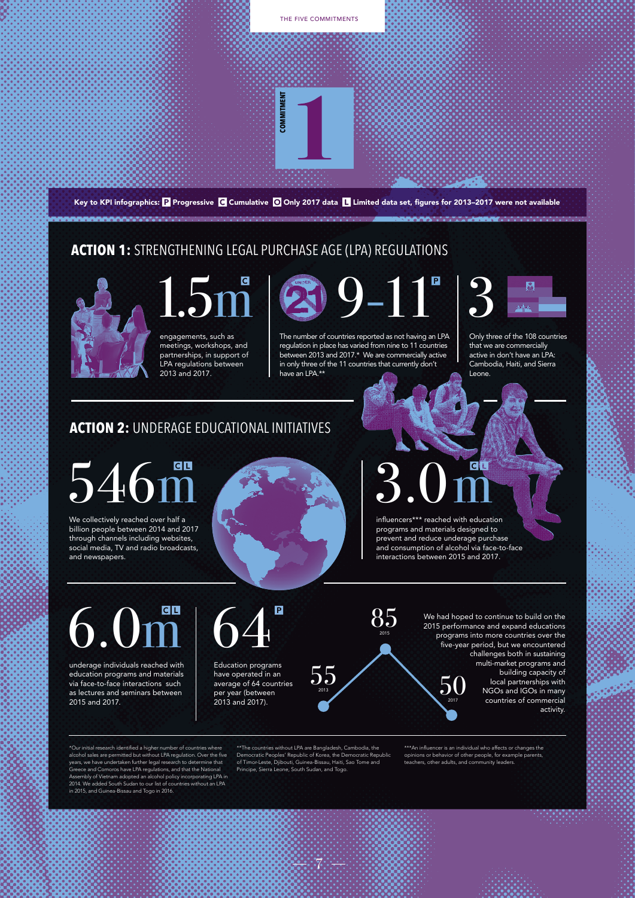THE FIVE COMMITMENTS

# COMMITMENT 1

**Key to KPI infographics:** **P** Progressive **C** Cumulative **O** Only 2017 data **L** Limited data set, figures for 2013–2017 were not available

## ACTION 1: STRENGTHENING LEGAL PURCHASE AGE (LPA) REGULATIONS

**1.5m** C

engagements, such as meetings, workshops, and partnerships, in support of LPA regulations between 2013 and 2017.

**9–11** P

The number of countries reported as not having an LPA regulation in place has varied from nine to 11 countries between 2013 and 2017.* We are commercially active in only three of the 11 countries that currently don't have an LPA.**

**3**

Only three of the 108 countries that we are commercially active in don't have an LPA: Cambodia, Haiti, and Sierra Leone.

## ACTION 2: UNDERAGE EDUCATIONAL INITIATIVES

**546m** C L

We collectively reached over half a billion people between 2014 and 2017 through channels including websites, social media, TV and radio broadcasts, and newspapers.

**3.0m** C L

influencers*** reached with education programs and materials designed to prevent and reduce underage purchase and consumption of alcohol via face-to-face interactions between 2015 and 2017.

**6.0m** C L

underage individuals reached with education programs and materials via face-to-face interactions such as lectures and seminars between 2015 and 2017.

**64** P

Education programs have operated in an average of 64 countries per year (between 2013 and 2017).

| Year | Countries |
|---|---|
| 2013 | 55 |
| 2015 | 85 |
| 2017 | 50 |

We had hoped to continue to build on the 2015 performance and expand educations programs into more countries over the five-year period, but we encountered challenges both in sustaining multi-market programs and building capacity of local partnerships with NGOs and IGOs in many countries of commercial activity.

*Our initial research identified a higher number of countries where alcohol sales are permitted but without LPA regulation. Over the five years, we have undertaken further legal research to determine that Greece and Comoros have LPA regulations, and that the National Assembly of Vietnam adopted an alcohol policy incorporating LPA in 2014. We added South Sudan to our list of countries without an LPA in 2015, and Guinea-Bissau and Togo in 2016.

**The countries without LPA are Bangladesh, Cambodia, the Democratic Peoples' Republic of Korea, the Democratic Republic of Timor-Leste, Djibouti, Guinea-Bissau, Haiti, Sao Tome and Principe, Sierra Leone, South Sudan, and Togo.

***An influencer is an individual who affects or changes the opinions or behavior of other people, for example parents, teachers, other adults, and community leaders.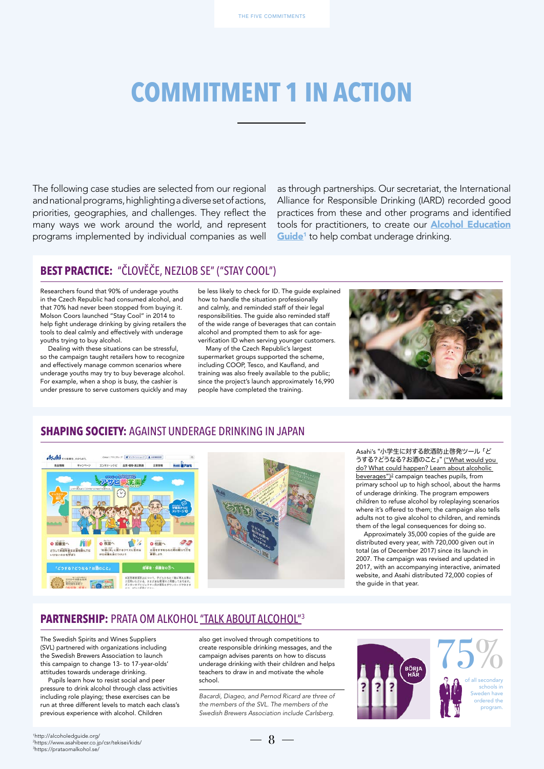# COMMITMENT 1 IN ACTION

The following case studies are selected from our regional and national programs, highlighting a diverse set of actions, priorities, geographies, and challenges. They reflect the many ways we work around the world, and represent programs implemented by individual companies as well as through partnerships. Our secretariat, the International Alliance for Responsible Drinking (IARD) recorded good practices from these and other programs and identified tools for practitioners, to create our **Alcohol Education Guide**[1] to help combat underage drinking.

## BEST PRACTICE: "ČLOVĚČE, NEZLOB SE" ("STAY COOL")

Researchers found that 90% of underage youths in the Czech Republic had consumed alcohol, and that 70% had never been stopped from buying it. Molson Coors launched "Stay Cool" in 2014 to help fight underage drinking by giving retailers the tools to deal calmly and effectively with underage youths trying to buy alcohol.

Dealing with these situations can be stressful, so the campaign taught retailers how to recognize and effectively manage common scenarios where underage youths may try to buy beverage alcohol. For example, when a shop is busy, the cashier is under pressure to serve customers quickly and may be less likely to check for ID. The guide explained how to handle the situation professionally and calmly, and reminded staff of their legal responsibilities. The guide also reminded staff of the wide range of beverages that can contain alcohol and prompted them to ask for age-verification ID when serving younger customers.

Many of the Czech Republic's largest supermarket groups supported the scheme, including COOP, Tesco, and Kaufland, and training was also freely available to the public; since the project's launch approximately 16,990 people have completed the training.

## SHAPING SOCIETY: AGAINST UNDERAGE DRINKING IN JAPAN

Asahi's "小学生に対する飲酒防止啓発ツール「どうする?どうなる?お酒のこと」" ("What would you do? What could happen? Learn about alcoholic beverages")[2] campaign teaches pupils, from primary school up to high school, about the harms of underage drinking. The program empowers children to refuse alcohol by roleplaying scenarios where it's offered to them; the campaign also tells adults not to give alcohol to children, and reminds them of the legal consequences for doing so.

Approximately 35,000 copies of the guide are distributed every year, with 720,000 given out in total (as of December 2017) since its launch in 2007. The campaign was revised and updated in 2017, with an accompanying interactive, animated website, and Asahi distributed 72,000 copies of the guide in that year.

## PARTNERSHIP: PRATA OM ALKOHOL "TALK ABOUT ALCOHOL"[3]

The Swedish Spirits and Wines Suppliers (SVL) partnered with organizations including the Swedish Brewers Association to launch this campaign to change 13- to 17-year-olds' attitudes towards underage drinking.

Pupils learn how to resist social and peer pressure to drink alcohol through class activities including role playing; these exercises can be run at three different levels to match each class's previous experience with alcohol. Children also get involved through competitions to create responsible drinking messages, and the campaign advises parents on how to discuss underage drinking with their children and helps teachers to draw in and motivate the whole school.

*Bacardi, Diageo, and Pernod Ricard are three of the members of the SVL. The members of the Swedish Brewers Association include Carlsberg.*

BÖRJA HÄR

75% of all secondary schools in Sweden have ordered the program.

---

[1] http://alcoholedguide.org/
[2] https://www.asahibeer.co.jp/csr/tekisei/kids/
[3] https://prataomalkohol.se/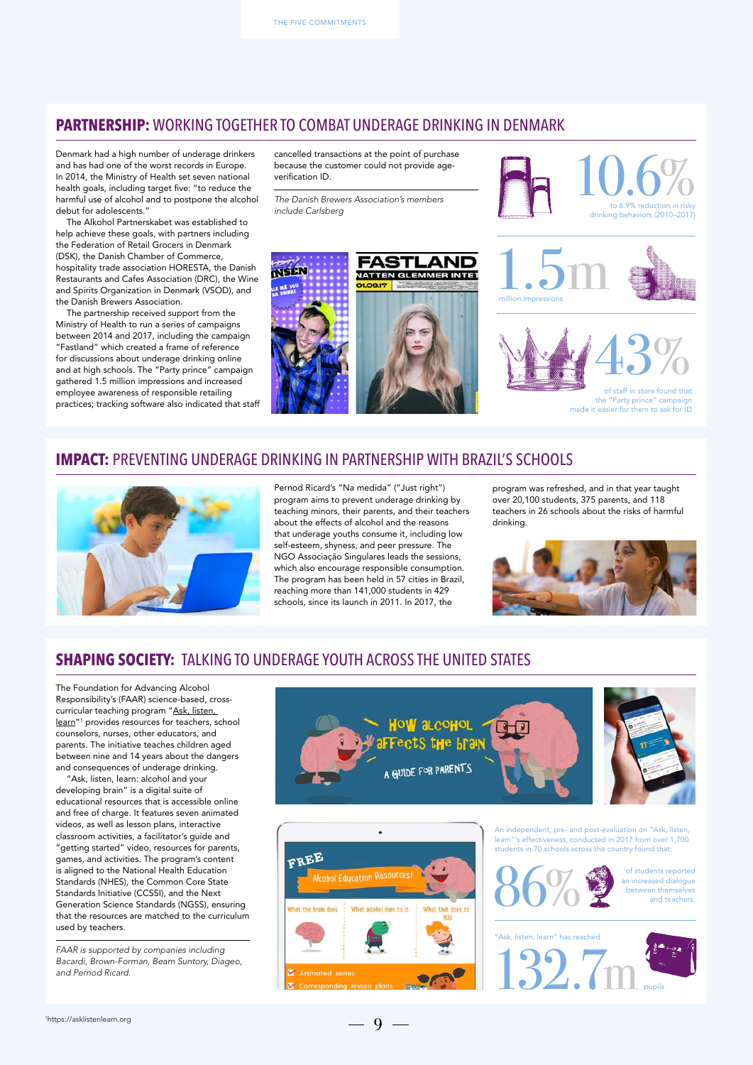## PARTNERSHIP: WORKING TOGETHER TO COMBAT UNDERAGE DRINKING IN DENMARK

Denmark had a high number of underage drinkers and has had one of the worst records in Europe. In 2014, the Ministry of Health set seven national health goals, including target five: "to reduce the harmful use of alcohol and to postpone the alcohol debut for adolescents."

The Alkohol Partnerskabet was established to help achieve these goals, with partners including the Federation of Retail Grocers in Denmark (DSK), the Danish Chamber of Commerce, hospitality trade association HORESTA, the Danish Restaurants and Cafes Association (DRC), the Wine and Spirits Organization in Denmark (VSOD), and the Danish Brewers Association.

The partnership received support from the Ministry of Health to run a series of campaigns between 2014 and 2017, including the campaign "Fastland" which created a frame of reference for discussions about underage drinking online and at high schools. The "Party prince" campaign gathered 1.5 million impressions and increased employee awareness of responsible retailing practices; tracking software also indicated that staff cancelled transactions at the point of purchase because the customer could not provide age-verification ID.

*The Danish Brewers Association's members include Carlsberg*

10.6% to 6.9% reduction in risky drinking behaviors (2010–2017)

1.5m million impressions

43% of staff in store found that the "Party prince" campaign made it easier for them to ask for ID

## IMPACT: PREVENTING UNDERAGE DRINKING IN PARTNERSHIP WITH BRAZIL'S SCHOOLS

Pernod Ricard's "Na medida" ("Just right") program aims to prevent underage drinking by teaching minors, their parents, and their teachers about the effects of alcohol and the reasons that underage youths consume it, including low self-esteem, shyness, and peer pressure. The NGO Associação Singulares leads the sessions, which also encourage responsible consumption. The program has been held in 57 cities in Brazil, reaching more than 141,000 students in 429 schools, since its launch in 2011. In 2017, the program was refreshed, and in that year taught over 20,100 students, 375 parents, and 118 teachers in 26 schools about the risks of harmful drinking.

## SHAPING SOCIETY: TALKING TO UNDERAGE YOUTH ACROSS THE UNITED STATES

The Foundation for Advancing Alcohol Responsibility's (FAAR) science-based, cross-curricular teaching program "Ask, listen, learn"[1] provides resources for teachers, school counselors, nurses, other educators, and parents. The initiative teaches children aged between nine and 14 years about the dangers and consequences of underage drinking.

"Ask, listen, learn: alcohol and your developing brain" is a digital suite of educational resources that is accessible online and free of charge. It features seven animated videos, as well as lesson plans, interactive classroom activities, a facilitator's guide and "getting started" video, resources for parents, games, and activities. The program's content is aligned to the National Health Education Standards (NHES), the Common Core State Standards Initiative (CCSSI), and the Next Generation Science Standards (NGSS), ensuring that the resources are matched to the curriculum used by teachers.

*FAAR is supported by companies including Bacardi, Brown-Forman, Beam Suntory, Diageo, and Pernod Ricard.*

An independent, pre- and post-evaluation on "Ask, listen, learn"'s effectiveness, conducted in 2017 from over 1,700 students in 70 schools across the country found that:

86% of students reported an increased dialogue between themselves and teachers.

"Ask, listen, learn" has reached 132.7m pupils

[1]https://asklistenlearn.org